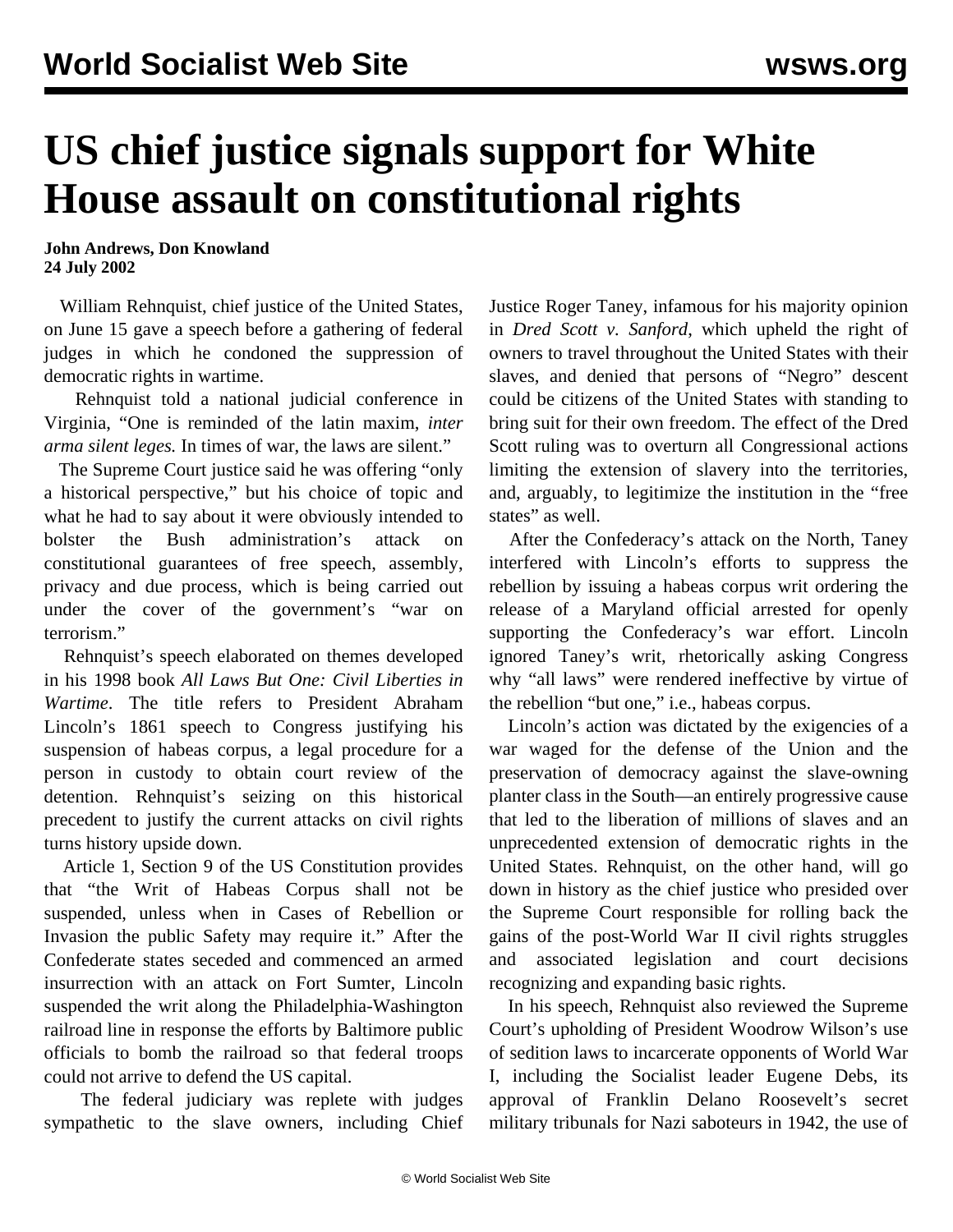# US chief justice signals support for White House assault on constitutional rights

**John Andrews, Don Knowland**
**24 July 2002**

William Rehnquist, chief justice of the United States, on June 15 gave a speech before a gathering of federal judges in which he condoned the suppression of democratic rights in wartime.

Rehnquist told a national judicial conference in Virginia, "One is reminded of the latin maxim, *inter arma silent leges.* In times of war, the laws are silent."

The Supreme Court justice said he was offering "only a historical perspective," but his choice of topic and what he had to say about it were obviously intended to bolster the Bush administration's attack on constitutional guarantees of free speech, assembly, privacy and due process, which is being carried out under the cover of the government's "war on terrorism."

Rehnquist's speech elaborated on themes developed in his 1998 book *All Laws But One: Civil Liberties in Wartime*. The title refers to President Abraham Lincoln's 1861 speech to Congress justifying his suspension of habeas corpus, a legal procedure for a person in custody to obtain court review of the detention. Rehnquist's seizing on this historical precedent to justify the current attacks on civil rights turns history upside down.

Article 1, Section 9 of the US Constitution provides that "the Writ of Habeas Corpus shall not be suspended, unless when in Cases of Rebellion or Invasion the public Safety may require it." After the Confederate states seceded and commenced an armed insurrection with an attack on Fort Sumter, Lincoln suspended the writ along the Philadelphia-Washington railroad line in response the efforts by Baltimore public officials to bomb the railroad so that federal troops could not arrive to defend the US capital.

The federal judiciary was replete with judges sympathetic to the slave owners, including Chief Justice Roger Taney, infamous for his majority opinion in *Dred Scott v. Sanford*, which upheld the right of owners to travel throughout the United States with their slaves, and denied that persons of "Negro" descent could be citizens of the United States with standing to bring suit for their own freedom. The effect of the Dred Scott ruling was to overturn all Congressional actions limiting the extension of slavery into the territories, and, arguably, to legitimize the institution in the "free states" as well.

After the Confederacy's attack on the North, Taney interfered with Lincoln's efforts to suppress the rebellion by issuing a habeas corpus writ ordering the release of a Maryland official arrested for openly supporting the Confederacy's war effort. Lincoln ignored Taney's writ, rhetorically asking Congress why "all laws" were rendered ineffective by virtue of the rebellion "but one," i.e., habeas corpus.

Lincoln's action was dictated by the exigencies of a war waged for the defense of the Union and the preservation of democracy against the slave-owning planter class in the South—an entirely progressive cause that led to the liberation of millions of slaves and an unprecedented extension of democratic rights in the United States. Rehnquist, on the other hand, will go down in history as the chief justice who presided over the Supreme Court responsible for rolling back the gains of the post-World War II civil rights struggles and associated legislation and court decisions recognizing and expanding basic rights.

In his speech, Rehnquist also reviewed the Supreme Court's upholding of President Woodrow Wilson's use of sedition laws to incarcerate opponents of World War I, including the Socialist leader Eugene Debs, its approval of Franklin Delano Roosevelt's secret military tribunals for Nazi saboteurs in 1942, the use of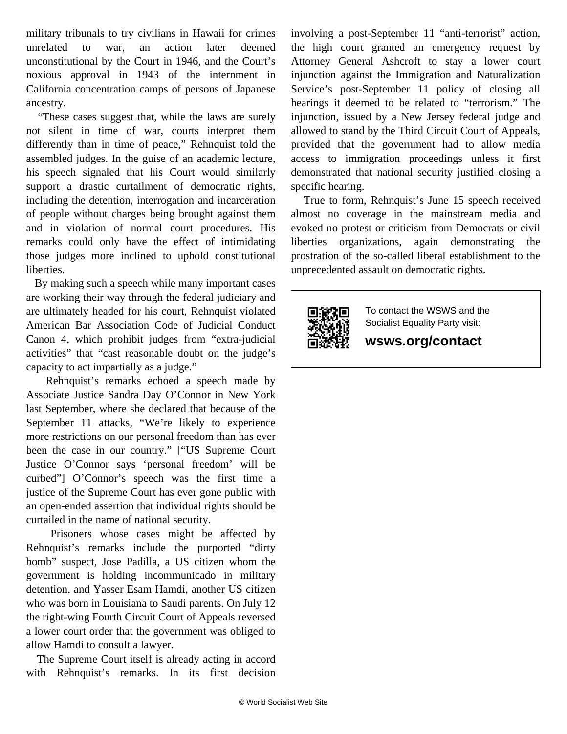military tribunals to try civilians in Hawaii for crimes unrelated to war, an action later deemed unconstitutional by the Court in 1946, and the Court's noxious approval in 1943 of the internment in California concentration camps of persons of Japanese ancestry.

"These cases suggest that, while the laws are surely not silent in time of war, courts interpret them differently than in time of peace," Rehnquist told the assembled judges. In the guise of an academic lecture, his speech signaled that his Court would similarly support a drastic curtailment of democratic rights, including the detention, interrogation and incarceration of people without charges being brought against them and in violation of normal court procedures. His remarks could only have the effect of intimidating those judges more inclined to uphold constitutional liberties.

By making such a speech while many important cases are working their way through the federal judiciary and are ultimately headed for his court, Rehnquist violated American Bar Association Code of Judicial Conduct Canon 4, which prohibit judges from "extra-judicial activities" that "cast reasonable doubt on the judge's capacity to act impartially as a judge."

Rehnquist's remarks echoed a speech made by Associate Justice Sandra Day O'Connor in New York last September, where she declared that because of the September 11 attacks, "We're likely to experience more restrictions on our personal freedom than has ever been the case in our country." ["US Supreme Court Justice O'Connor says 'personal freedom' will be curbed"] O'Connor's speech was the first time a justice of the Supreme Court has ever gone public with an open-ended assertion that individual rights should be curtailed in the name of national security.

Prisoners whose cases might be affected by Rehnquist's remarks include the purported "dirty bomb" suspect, Jose Padilla, a US citizen whom the government is holding incommunicado in military detention, and Yasser Esam Hamdi, another US citizen who was born in Louisiana to Saudi parents. On July 12 the right-wing Fourth Circuit Court of Appeals reversed a lower court order that the government was obliged to allow Hamdi to consult a lawyer.

The Supreme Court itself is already acting in accord with Rehnquist's remarks. In its first decision involving a post-September 11 "anti-terrorist" action, the high court granted an emergency request by Attorney General Ashcroft to stay a lower court injunction against the Immigration and Naturalization Service's post-September 11 policy of closing all hearings it deemed to be related to "terrorism." The injunction, issued by a New Jersey federal judge and allowed to stand by the Third Circuit Court of Appeals, provided that the government had to allow media access to immigration proceedings unless it first demonstrated that national security justified closing a specific hearing.

True to form, Rehnquist's June 15 speech received almost no coverage in the mainstream media and evoked no protest or criticism from Democrats or civil liberties organizations, again demonstrating the prostration of the so-called liberal establishment to the unprecedented assault on democratic rights.

To contact the WSWS and the Socialist Equality Party visit:

**wsws.org/contact**